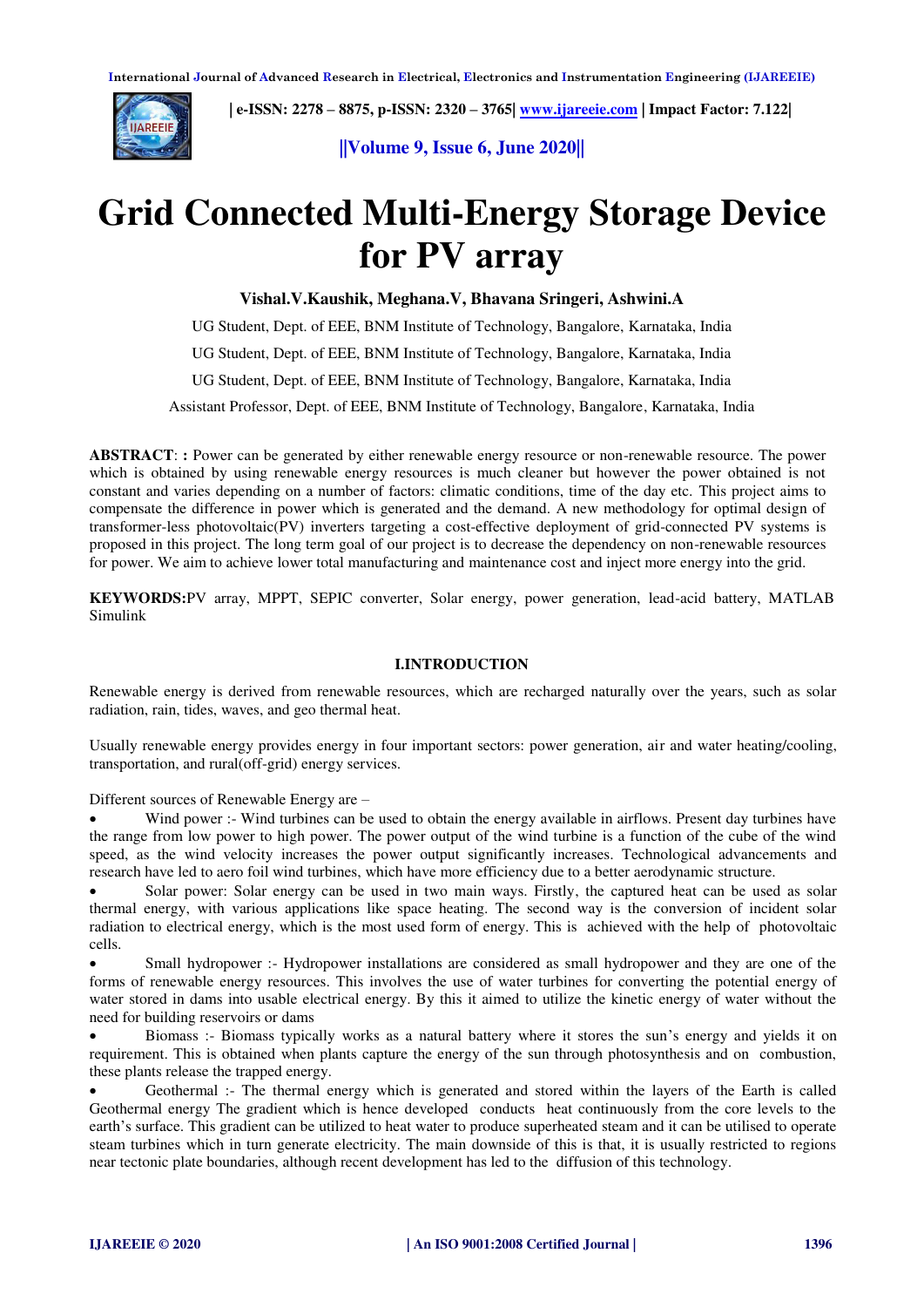# Grid Connected Multi-Energy Storage Device for PV array

**Vishal.V.Kaushik, Meghana.V, Bhavana Sringeri, Ashwini.A**

UG Student, Dept. of EEE, BNM Institute of Technology, Bangalore, Karnataka, India

UG Student, Dept. of EEE, BNM Institute of Technology, Bangalore, Karnataka, India

UG Student, Dept. of EEE, BNM Institute of Technology, Bangalore, Karnataka, India

Assistant Professor, Dept. of EEE, BNM Institute of Technology, Bangalore, Karnataka, India

**ABSTRACT**: **:** Power can be generated by either renewable energy resource or non-renewable resource. The power which is obtained by using renewable energy resources is much cleaner but however the power obtained is not constant and varies depending on a number of factors: climatic conditions, time of the day etc. This project aims to compensate the difference in power which is generated and the demand. A new methodology for optimal design of transformer-less photovoltaic(PV) inverters targeting a cost-effective deployment of grid-connected PV systems is proposed in this project. The long term goal of our project is to decrease the dependency on non-renewable resources for power. We aim to achieve lower total manufacturing and maintenance cost and inject more energy into the grid.

**KEYWORDS:** PV array, MPPT, SEPIC converter, Solar energy, power generation, lead-acid battery, MATLAB Simulink

## I.INTRODUCTION

Renewable energy is derived from renewable resources, which are recharged naturally over the years, such as solar radiation, rain, tides, waves, and geo thermal heat.

Usually renewable energy provides energy in four important sectors: power generation, air and water heating/cooling, transportation, and rural(off-grid) energy services.

Different sources of Renewable Energy are –

- Wind power :- Wind turbines can be used to obtain the energy available in airflows. Present day turbines have the range from low power to high power. The power output of the wind turbine is a function of the cube of the wind speed, as the wind velocity increases the power output significantly increases. Technological advancements and research have led to aero foil wind turbines, which have more efficiency due to a better aerodynamic structure.
- Solar power: Solar energy can be used in two main ways. Firstly, the captured heat can be used as solar thermal energy, with various applications like space heating. The second way is the conversion of incident solar radiation to electrical energy, which is the most used form of energy. This is achieved with the help of photovoltaic cells.
- Small hydropower :- Hydropower installations are considered as small hydropower and they are one of the forms of renewable energy resources. This involves the use of water turbines for converting the potential energy of water stored in dams into usable electrical energy. By this it aimed to utilize the kinetic energy of water without the need for building reservoirs or dams
- Biomass :- Biomass typically works as a natural battery where it stores the sun's energy and yields it on requirement. This is obtained when plants capture the energy of the sun through photosynthesis and on combustion, these plants release the trapped energy.
- Geothermal :- The thermal energy which is generated and stored within the layers of the Earth is called Geothermal energy The gradient which is hence developed conducts heat continuously from the core levels to the earth's surface. This gradient can be utilized to heat water to produce superheated steam and it can be utilised to operate steam turbines which in turn generate electricity. The main downside of this is that, it is usually restricted to regions near tectonic plate boundaries, although recent development has led to the diffusion of this technology.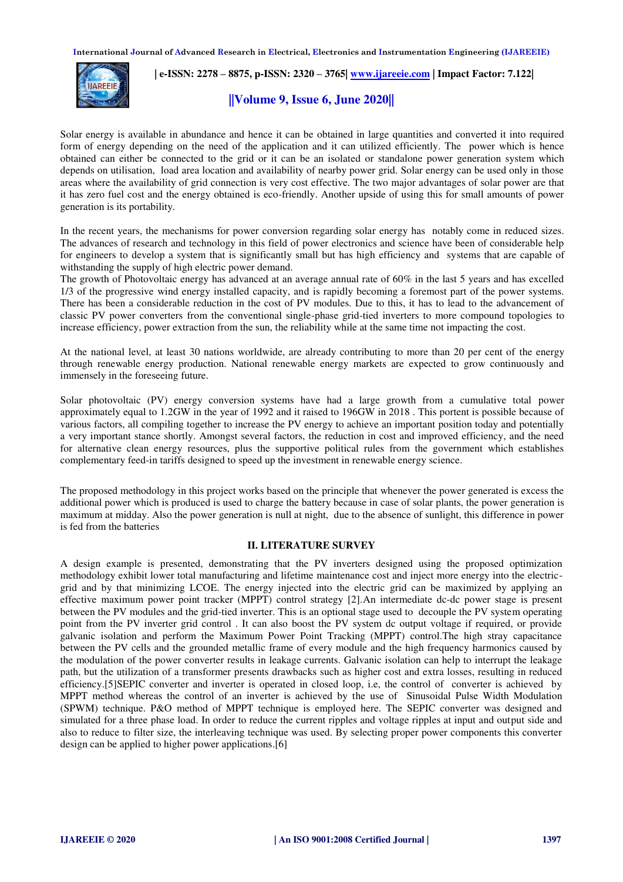Solar energy is available in abundance and hence it can be obtained in large quantities and converted it into required form of energy depending on the need of the application and it can utilized efficiently. The power which is hence obtained can either be connected to the grid or it can be an isolated or standalone power generation system which depends on utilisation, load area location and availability of nearby power grid. Solar energy can be used only in those areas where the availability of grid connection is very cost effective. The two major advantages of solar power are that it has zero fuel cost and the energy obtained is eco-friendly. Another upside of using this for small amounts of power generation is its portability.

In the recent years, the mechanisms for power conversion regarding solar energy has notably come in reduced sizes. The advances of research and technology in this field of power electronics and science have been of considerable help for engineers to develop a system that is significantly small but has high efficiency and systems that are capable of withstanding the supply of high electric power demand.
The growth of Photovoltaic energy has advanced at an average annual rate of 60% in the last 5 years and has excelled 1/3 of the progressive wind energy installed capacity, and is rapidly becoming a foremost part of the power systems. There has been a considerable reduction in the cost of PV modules. Due to this, it has to lead to the advancement of classic PV power converters from the conventional single-phase grid-tied inverters to more compound topologies to increase efficiency, power extraction from the sun, the reliability while at the same time not impacting the cost.

At the national level, at least 30 nations worldwide, are already contributing to more than 20 per cent of the energy through renewable energy production. National renewable energy markets are expected to grow continuously and immensely in the foreseeing future.

Solar photovoltaic (PV) energy conversion systems have had a large growth from a cumulative total power approximately equal to 1.2GW in the year of 1992 and it raised to 196GW in 2018 . This portent is possible because of various factors, all compiling together to increase the PV energy to achieve an important position today and potentially a very important stance shortly. Amongst several factors, the reduction in cost and improved efficiency, and the need for alternative clean energy resources, plus the supportive political rules from the government which establishes complementary feed-in tariffs designed to speed up the investment in renewable energy science.

The proposed methodology in this project works based on the principle that whenever the power generated is excess the additional power which is produced is used to charge the battery because in case of solar plants, the power generation is maximum at midday. Also the power generation is null at night, due to the absence of sunlight, this difference in power is fed from the batteries

## II. LITERATURE SURVEY

A design example is presented, demonstrating that the PV inverters designed using the proposed optimization methodology exhibit lower total manufacturing and lifetime maintenance cost and inject more energy into the electric-grid and by that minimizing LCOE. The energy injected into the electric grid can be maximized by applying an effective maximum power point tracker (MPPT) control strategy [2].An intermediate dc-dc power stage is present between the PV modules and the grid-tied inverter. This is an optional stage used to decouple the PV system operating point from the PV inverter grid control . It can also boost the PV system dc output voltage if required, or provide galvanic isolation and perform the Maximum Power Point Tracking (MPPT) control.The high stray capacitance between the PV cells and the grounded metallic frame of every module and the high frequency harmonics caused by the modulation of the power converter results in leakage currents. Galvanic isolation can help to interrupt the leakage path, but the utilization of a transformer presents drawbacks such as higher cost and extra losses, resulting in reduced efficiency.[5]SEPIC converter and inverter is operated in closed loop, i.e, the control of converter is achieved by MPPT method whereas the control of an inverter is achieved by the use of Sinusoidal Pulse Width Modulation (SPWM) technique. P&O method of MPPT technique is employed here. The SEPIC converter was designed and simulated for a three phase load. In order to reduce the current ripples and voltage ripples at input and output side and also to reduce to filter size, the interleaving technique was used. By selecting proper power components this converter design can be applied to higher power applications.[6]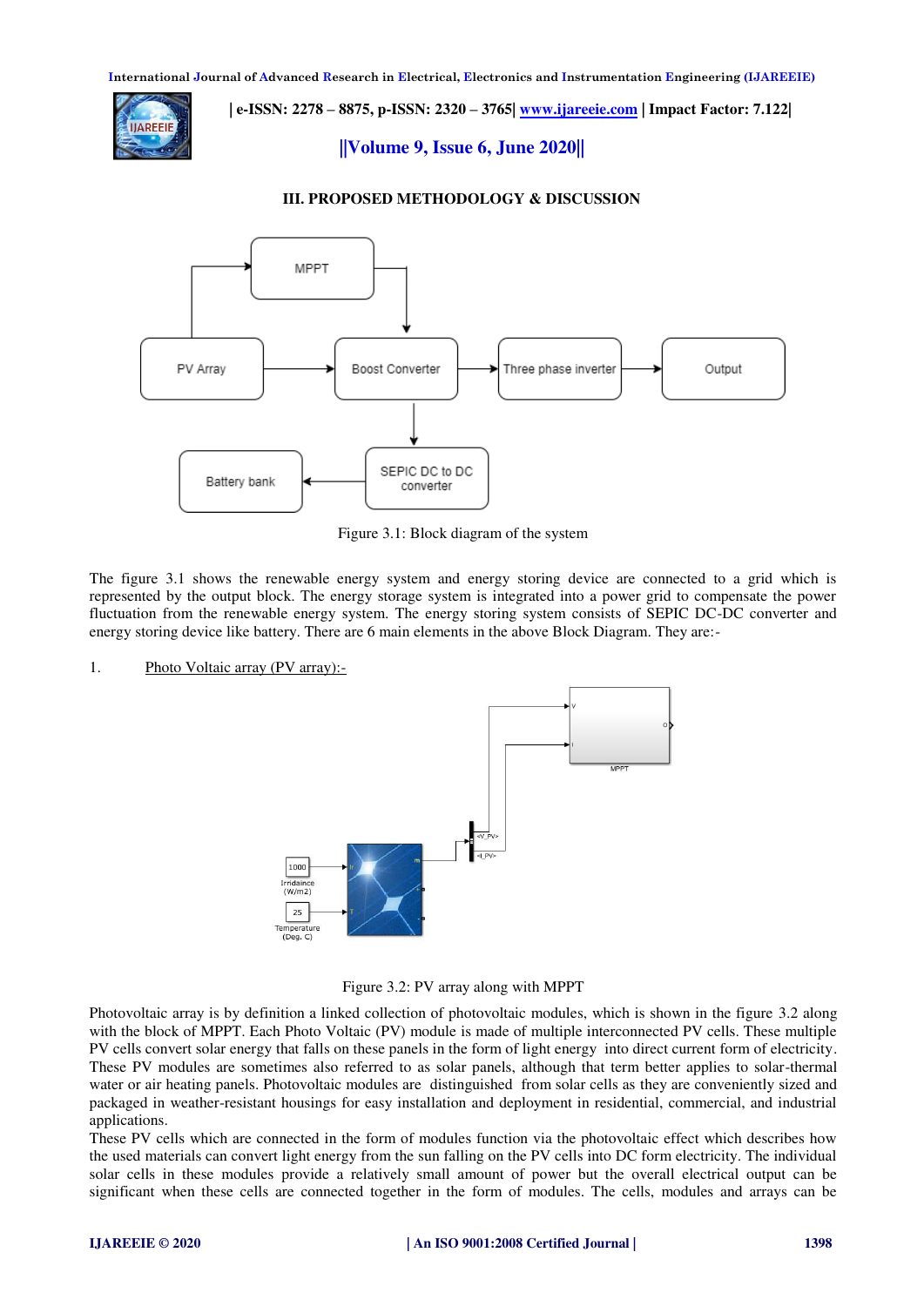## III. PROPOSED METHODOLOGY & DISCUSSION

Figure 3.1: Block diagram of the system

The figure 3.1 shows the renewable energy system and energy storing device are connected to a grid which is represented by the output block. The energy storage system is integrated into a power grid to compensate the power fluctuation from the renewable energy system. The energy storing system consists of SEPIC DC-DC converter and energy storing device like battery. There are 6 main elements in the above Block Diagram. They are:-

1. Photo Voltaic array (PV array):-

Figure 3.2: PV array along with MPPT

Photovoltaic array is by definition a linked collection of photovoltaic modules, which is shown in the figure 3.2 along with the block of MPPT. Each Photo Voltaic (PV) module is made of multiple interconnected PV cells. These multiple PV cells convert solar energy that falls on these panels in the form of light energy into direct current form of electricity. These PV modules are sometimes also referred to as solar panels, although that term better applies to solar-thermal water or air heating panels. Photovoltaic modules are distinguished from solar cells as they are conveniently sized and packaged in weather-resistant housings for easy installation and deployment in residential, commercial, and industrial applications.

These PV cells which are connected in the form of modules function via the photovoltaic effect which describes how the used materials can convert light energy from the sun falling on the PV cells into DC form electricity. The individual solar cells in these modules provide a relatively small amount of power but the overall electrical output can be significant when these cells are connected together in the form of modules. The cells, modules and arrays can be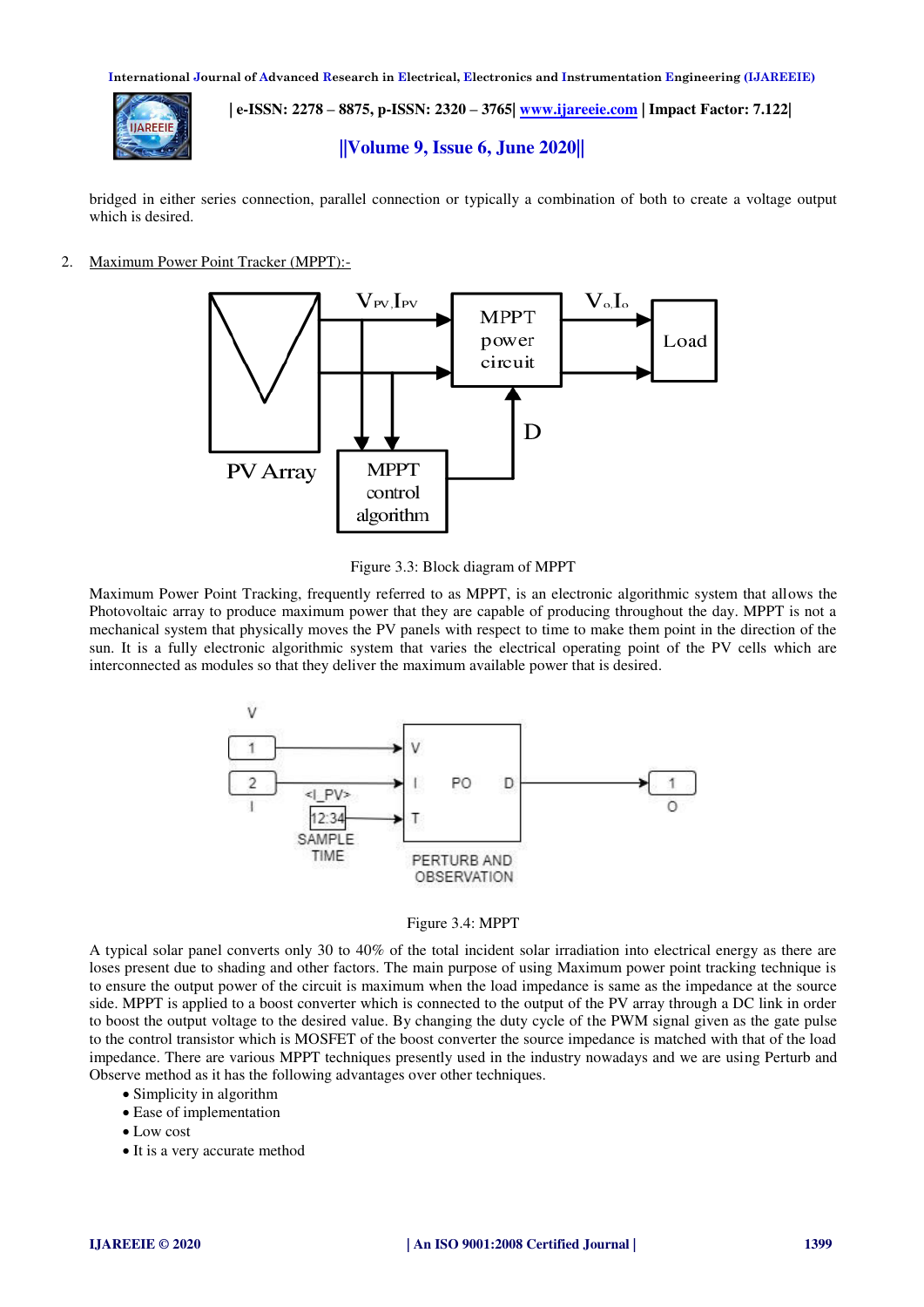bridged in either series connection, parallel connection or typically a combination of both to create a voltage output which is desired.

2. Maximum Power Point Tracker (MPPT):-

Figure 3.3: Block diagram of MPPT

Maximum Power Point Tracking, frequently referred to as MPPT, is an electronic algorithmic system that allows the Photovoltaic array to produce maximum power that they are capable of producing throughout the day. MPPT is not a mechanical system that physically moves the PV panels with respect to time to make them point in the direction of the sun. It is a fully electronic algorithmic system that varies the electrical operating point of the PV cells which are interconnected as modules so that they deliver the maximum available power that is desired.

Figure 3.4: MPPT

A typical solar panel converts only 30 to 40% of the total incident solar irradiation into electrical energy as there are loses present due to shading and other factors. The main purpose of using Maximum power point tracking technique is to ensure the output power of the circuit is maximum when the load impedance is same as the impedance at the source side. MPPT is applied to a boost converter which is connected to the output of the PV array through a DC link in order to boost the output voltage to the desired value. By changing the duty cycle of the PWM signal given as the gate pulse to the control transistor which is MOSFET of the boost converter the source impedance is matched with that of the load impedance. There are various MPPT techniques presently used in the industry nowadays and we are using Perturb and Observe method as it has the following advantages over other techniques.

- Simplicity in algorithm
- Ease of implementation
- Low cost
- It is a very accurate method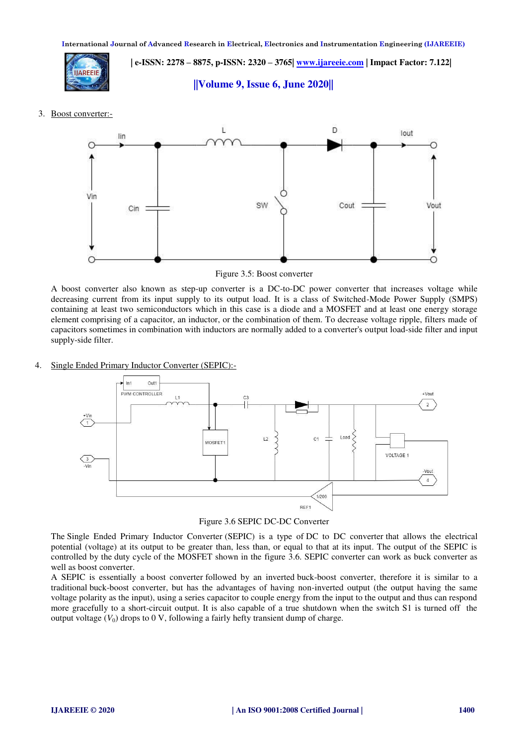3. Boost converter:-

Figure 3.5: Boost converter

A boost converter also known as step-up converter is a DC-to-DC power converter that increases voltage while decreasing current from its input supply to its output load. It is a class of Switched-Mode Power Supply (SMPS) containing at least two semiconductors which in this case is a diode and a MOSFET and at least one energy storage element comprising of a capacitor, an inductor, or the combination of them. To decrease voltage ripple, filters made of capacitors sometimes in combination with inductors are normally added to a converter's output load-side filter and input supply-side filter.

4. Single Ended Primary Inductor Converter (SEPIC):-

Figure 3.6 SEPIC DC-DC Converter

The Single Ended Primary Inductor Converter (SEPIC) is a type of DC to DC converter that allows the electrical potential (voltage) at its output to be greater than, less than, or equal to that at its input. The output of the SEPIC is controlled by the duty cycle of the MOSFET shown in the figure 3.6. SEPIC converter can work as buck converter as well as boost converter.

A SEPIC is essentially a boost converter followed by an inverted buck-boost converter, therefore it is similar to a traditional buck-boost converter, but has the advantages of having non-inverted output (the output having the same voltage polarity as the input), using a series capacitor to couple energy from the input to the output and thus can respond more gracefully to a short-circuit output. It is also capable of a true shutdown when the switch S1 is turned off the output voltage ($V_0$) drops to 0 V, following a fairly hefty transient dump of charge.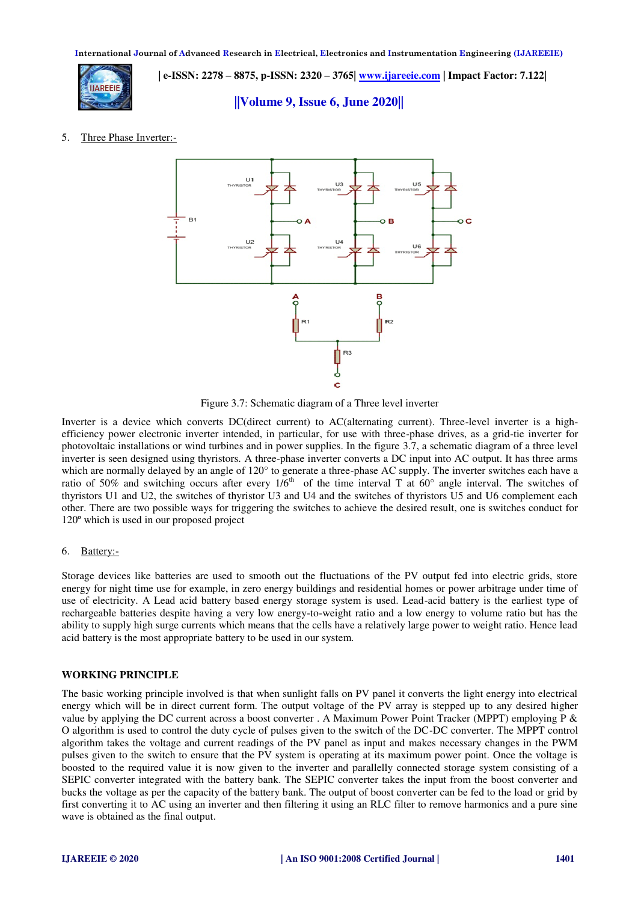5. Three Phase Inverter:-

Figure 3.7: Schematic diagram of a Three level inverter

Inverter is a device which converts DC(direct current) to AC(alternating current). Three-level inverter is a high-efficiency power electronic inverter intended, in particular, for use with three-phase drives, as a grid-tie inverter for photovoltaic installations or wind turbines and in power supplies. In the figure 3.7, a schematic diagram of a three level inverter is seen designed using thyristors. A three-phase inverter converts a DC input into AC output. It has three arms which are normally delayed by an angle of 120° to generate a three-phase AC supply. The inverter switches each have a ratio of 50% and switching occurs after every $1/6^{th}$ of the time interval T at 60° angle interval. The switches of thyristors U1 and U2, the switches of thyristor U3 and U4 and the switches of thyristors U5 and U6 complement each other. There are two possible ways for triggering the switches to achieve the desired result, one is switches conduct for 120º which is used in our proposed project

6. Battery:-

Storage devices like batteries are used to smooth out the fluctuations of the PV output fed into electric grids, store energy for night time use for example, in zero energy buildings and residential homes or power arbitrage under time of use of electricity. A Lead acid battery based energy storage system is used. Lead-acid battery is the earliest type of rechargeable batteries despite having a very low energy-to-weight ratio and a low energy to volume ratio but has the ability to supply high surge currents which means that the cells have a relatively large power to weight ratio. Hence lead acid battery is the most appropriate battery to be used in our system.

**WORKING PRINCIPLE**

The basic working principle involved is that when sunlight falls on PV panel it converts the light energy into electrical energy which will be in direct current form. The output voltage of the PV array is stepped up to any desired higher value by applying the DC current across a boost converter . A Maximum Power Point Tracker (MPPT) employing P & O algorithm is used to control the duty cycle of pulses given to the switch of the DC-DC converter. The MPPT control algorithm takes the voltage and current readings of the PV panel as input and makes necessary changes in the PWM pulses given to the switch to ensure that the PV system is operating at its maximum power point. Once the voltage is boosted to the required value it is now given to the inverter and parallelly connected storage system consisting of a SEPIC converter integrated with the battery bank. The SEPIC converter takes the input from the boost converter and bucks the voltage as per the capacity of the battery bank. The output of boost converter can be fed to the load or grid by first converting it to AC using an inverter and then filtering it using an RLC filter to remove harmonics and a pure sine wave is obtained as the final output.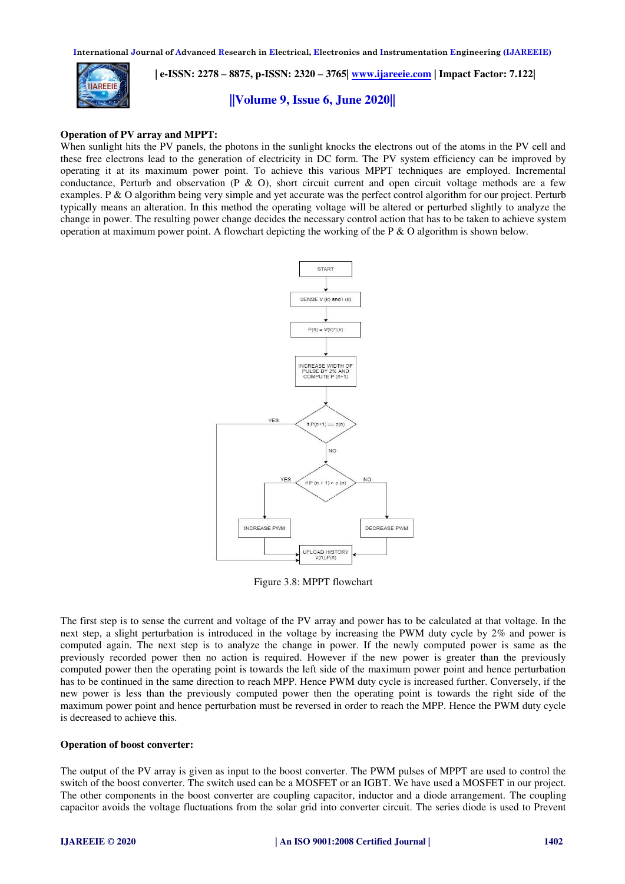**Operation of PV array and MPPT:**

When sunlight hits the PV panels, the photons in the sunlight knocks the electrons out of the atoms in the PV cell and these free electrons lead to the generation of electricity in DC form. The PV system efficiency can be improved by operating it at its maximum power point. To achieve this various MPPT techniques are employed. Incremental conductance, Perturb and observation (P & O), short circuit current and open circuit voltage methods are a few examples. P & O algorithm being very simple and yet accurate was the perfect control algorithm for our project. Perturb typically means an alteration. In this method the operating voltage will be altered or perturbed slightly to analyze the change in power. The resulting power change decides the necessary control action that has to be taken to achieve system operation at maximum power point. A flowchart depicting the working of the P & O algorithm is shown below.

Figure 3.8: MPPT flowchart

The first step is to sense the current and voltage of the PV array and power has to be calculated at that voltage. In the next step, a slight perturbation is introduced in the voltage by increasing the PWM duty cycle by 2% and power is computed again. The next step is to analyze the change in power. If the newly computed power is same as the previously recorded power then no action is required. However if the new power is greater than the previously computed power then the operating point is towards the left side of the maximum power point and hence perturbation has to be continued in the same direction to reach MPP. Hence PWM duty cycle is increased further. Conversely, if the new power is less than the previously computed power then the operating point is towards the right side of the maximum power point and hence perturbation must be reversed in order to reach the MPP. Hence the PWM duty cycle is decreased to achieve this.

**Operation of boost converter:**

The output of the PV array is given as input to the boost converter. The PWM pulses of MPPT are used to control the switch of the boost converter. The switch used can be a MOSFET or an IGBT. We have used a MOSFET in our project. The other components in the boost converter are coupling capacitor, inductor and a diode arrangement. The coupling capacitor avoids the voltage fluctuations from the solar grid into converter circuit. The series diode is used to Prevent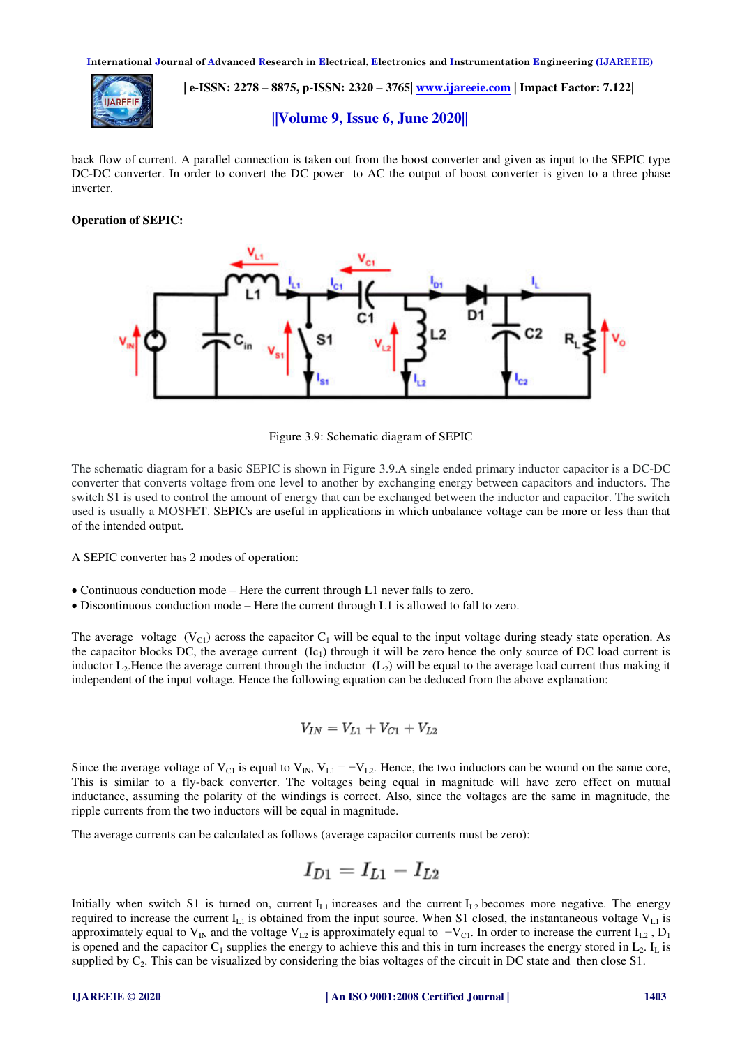back flow of current. A parallel connection is taken out from the boost converter and given as input to the SEPIC type DC-DC converter. In order to convert the DC power to AC the output of boost converter is given to a three phase inverter.

**Operation of SEPIC:**

Figure 3.9: Schematic diagram of SEPIC

The schematic diagram for a basic SEPIC is shown in Figure 3.9.A single ended primary inductor capacitor is a DC-DC converter that converts voltage from one level to another by exchanging energy between capacitors and inductors. The switch S1 is used to control the amount of energy that can be exchanged between the inductor and capacitor. The switch used is usually a MOSFET. SEPICs are useful in applications in which unbalance voltage can be more or less than that of the intended output.

A SEPIC converter has 2 modes of operation:

- Continuous conduction mode – Here the current through L1 never falls to zero.
- Discontinuous conduction mode – Here the current through L1 is allowed to fall to zero.

The average voltage ($V_{C1}$) across the capacitor $C_1$ will be equal to the input voltage during steady state operation. As the capacitor blocks DC, the average current ($Ic_1$) through it will be zero hence the only source of DC load current is inductor $L_2$.Hence the average current through the inductor ($L_2$) will be equal to the average load current thus making it independent of the input voltage. Hence the following equation can be deduced from the above explanation:

$$V_{IN} = V_{L1} + V_{C1} + V_{L2}$$

Since the average voltage of $V_{C1}$ is equal to $V_{IN}$, $V_{L1} = -V_{L2}$. Hence, the two inductors can be wound on the same core, This is similar to a fly-back converter. The voltages being equal in magnitude will have zero effect on mutual inductance, assuming the polarity of the windings is correct. Also, since the voltages are the same in magnitude, the ripple currents from the two inductors will be equal in magnitude.

The average currents can be calculated as follows (average capacitor currents must be zero):

$$I_{D1} = I_{L1} - I_{L2}$$

Initially when switch S1 is turned on, current $I_{L1}$ increases and the current $I_{L2}$ becomes more negative. The energy required to increase the current $I_{L1}$ is obtained from the input source. When S1 closed, the instantaneous voltage $V_{L1}$ is approximately equal to $V_{IN}$ and the voltage $V_{L2}$ is approximately equal to $-V_{C1}$. In order to increase the current $I_{L2}$ , $D_1$ is opened and the capacitor $C_1$ supplies the energy to achieve this and this in turn increases the energy stored in $L_2$. $I_L$ is supplied by $C_2$. This can be visualized by considering the bias voltages of the circuit in DC state and then close S1.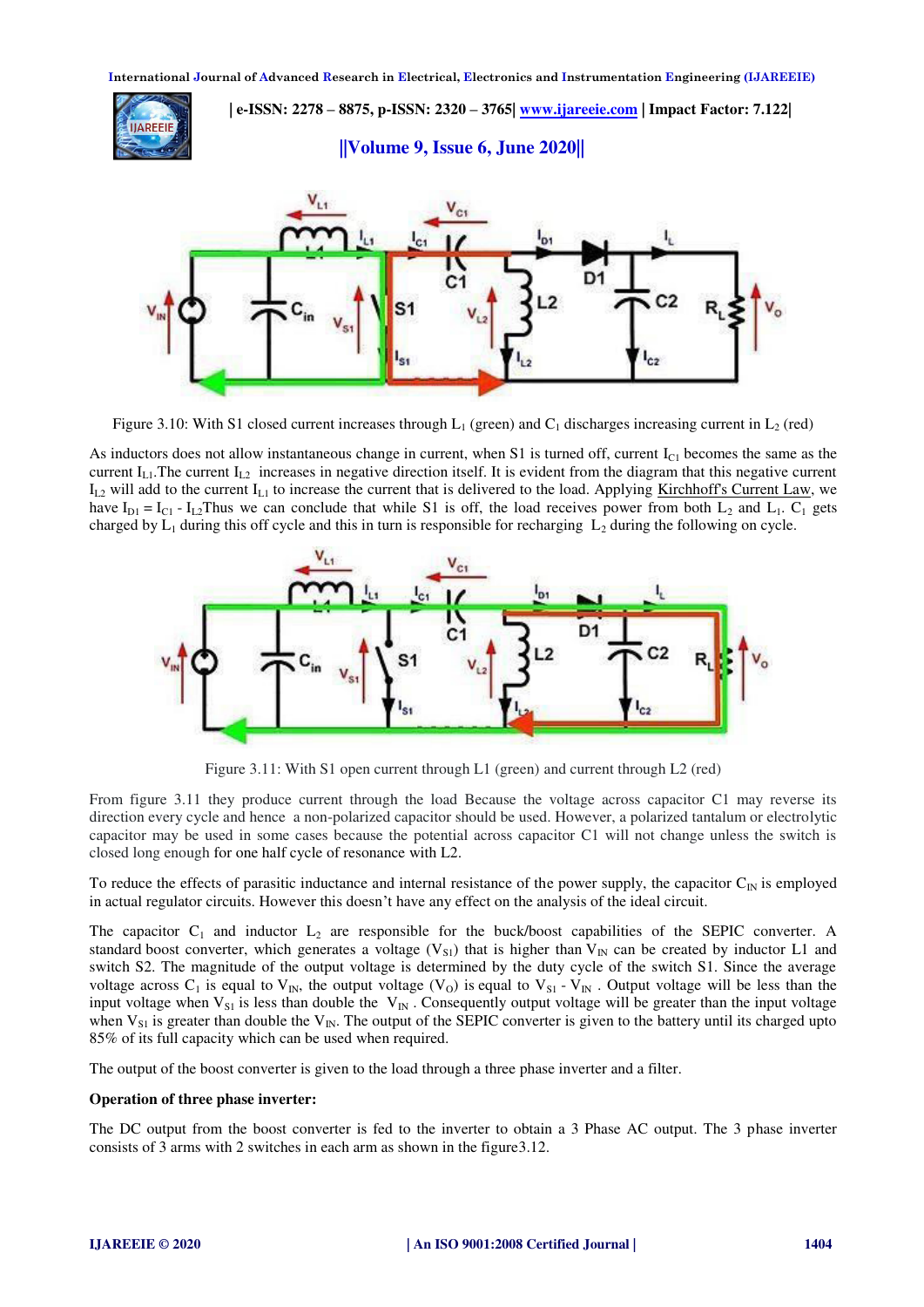Figure 3.10: With S1 closed current increases through $L_1$ (green) and $C_1$ discharges increasing current in $L_2$ (red)

As inductors does not allow instantaneous change in current, when S1 is turned off, current $I_{C1}$ becomes the same as the current $I_{L1}$.The current $I_{L2}$ increases in negative direction itself. It is evident from the diagram that this negative current $I_{L2}$ will add to the current $I_{L1}$ to increase the current that is delivered to the load. Applying Kirchhoff's Current Law, we have $I_{D1} = I_{C1} - I_{L2}$Thus we can conclude that while S1 is off, the load receives power from both $L_2$ and $L_1$. $C_1$ gets charged by $L_1$ during this off cycle and this in turn is responsible for recharging $L_2$ during the following on cycle.

Figure 3.11: With S1 open current through L1 (green) and current through L2 (red)

From figure 3.11 they produce current through the load Because the voltage across capacitor C1 may reverse its direction every cycle and hence a non-polarized capacitor should be used. However, a polarized tantalum or electrolytic capacitor may be used in some cases because the potential across capacitor C1 will not change unless the switch is closed long enough for one half cycle of resonance with L2.

To reduce the effects of parasitic inductance and internal resistance of the power supply, the capacitor $C_{IN}$ is employed in actual regulator circuits. However this doesn't have any effect on the analysis of the ideal circuit.

The capacitor $C_1$ and inductor $L_2$ are responsible for the buck/boost capabilities of the SEPIC converter. A standard boost converter, which generates a voltage ($V_{S1}$) that is higher than $V_{IN}$ can be created by inductor L1 and switch S2. The magnitude of the output voltage is determined by the duty cycle of the switch S1. Since the average voltage across $C_1$ is equal to $V_{IN}$, the output voltage ($V_O$) is equal to $V_{S1}$ - $V_{IN}$ . Output voltage will be less than the input voltage when $V_{S1}$ is less than double the $V_{IN}$ . Consequently output voltage will be greater than the input voltage when $V_{S1}$ is greater than double the $V_{IN}$. The output of the SEPIC converter is given to the battery until its charged upto 85% of its full capacity which can be used when required.

The output of the boost converter is given to the load through a three phase inverter and a filter.

**Operation of three phase inverter:**

The DC output from the boost converter is fed to the inverter to obtain a 3 Phase AC output. The 3 phase inverter consists of 3 arms with 2 switches in each arm as shown in the figure3.12.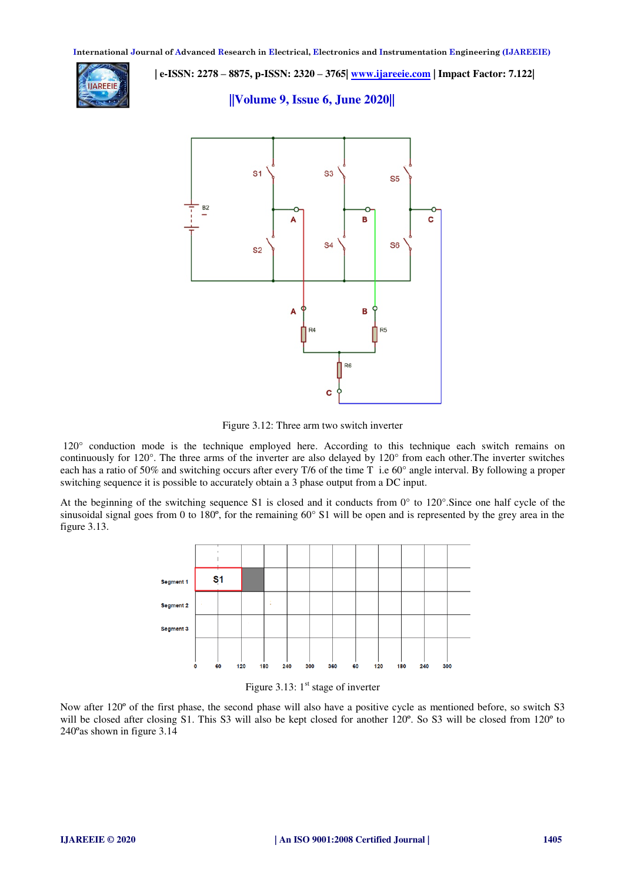Figure 3.12: Three arm two switch inverter

120° conduction mode is the technique employed here. According to this technique each switch remains on continuously for 120°. The three arms of the inverter are also delayed by 120° from each other.The inverter switches each has a ratio of 50% and switching occurs after every T/6 of the time T i.e 60° angle interval. By following a proper switching sequence it is possible to accurately obtain a 3 phase output from a DC input.

At the beginning of the switching sequence S1 is closed and it conducts from 0° to 120°.Since one half cycle of the sinusoidal signal goes from 0 to 180º, for the remaining 60° S1 will be open and is represented by the grey area in the figure 3.13.

Figure 3.13: 1st stage of inverter

Now after 120º of the first phase, the second phase will also have a positive cycle as mentioned before, so switch S3 will be closed after closing S1. This S3 will also be kept closed for another 120º. So S3 will be closed from 120º to 240ºas shown in figure 3.14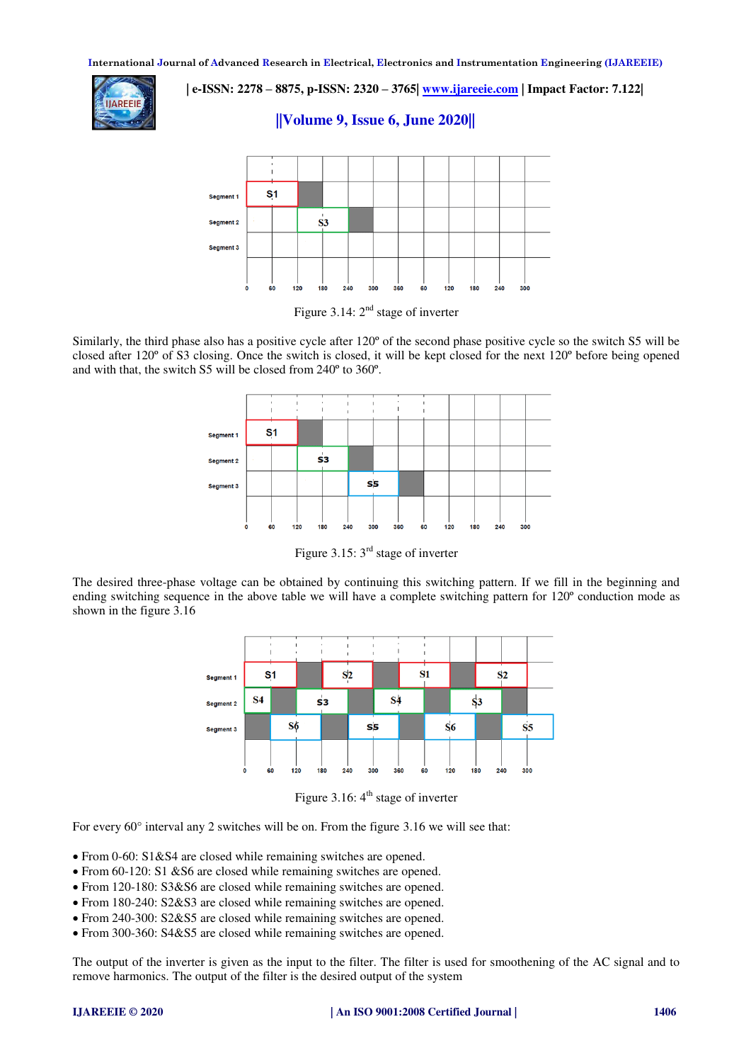Figure 3.14: 2nd stage of inverter

Similarly, the third phase also has a positive cycle after 120º of the second phase positive cycle so the switch S5 will be closed after 120º of S3 closing. Once the switch is closed, it will be kept closed for the next 120º before being opened and with that, the switch S5 will be closed from 240º to 360º.

Figure 3.15: 3rd stage of inverter

The desired three-phase voltage can be obtained by continuing this switching pattern. If we fill in the beginning and ending switching sequence in the above table we will have a complete switching pattern for 120º conduction mode as shown in the figure 3.16

Figure 3.16: 4th stage of inverter

For every 60° interval any 2 switches will be on. From the figure 3.16 we will see that:

- From 0-60: S1&S4 are closed while remaining switches are opened.
- From 60-120: S1 &S6 are closed while remaining switches are opened.
- From 120-180: S3&S6 are closed while remaining switches are opened.
- From 180-240: S2&S3 are closed while remaining switches are opened.
- From 240-300: S2&S5 are closed while remaining switches are opened.
- From 300-360: S4&S5 are closed while remaining switches are opened.

The output of the inverter is given as the input to the filter. The filter is used for smoothening of the AC signal and to remove harmonics. The output of the filter is the desired output of the system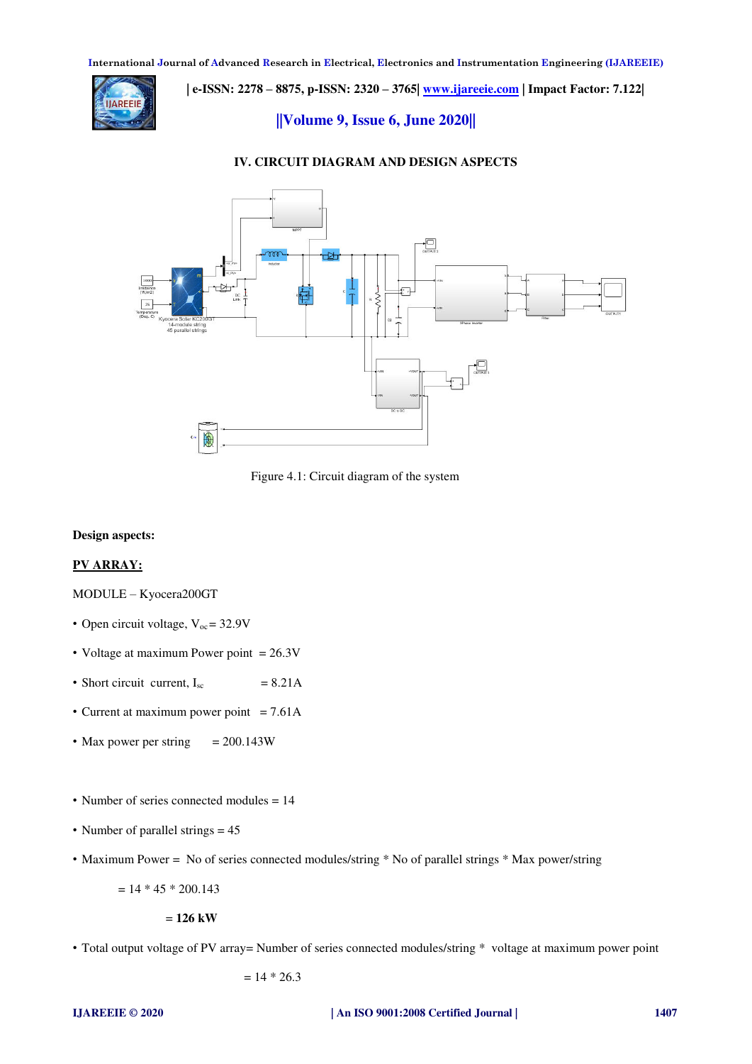## IV. CIRCUIT DIAGRAM AND DESIGN ASPECTS

Figure 4.1: Circuit diagram of the system

**Design aspects:**

**PV ARRAY:**

MODULE – Kyocera200GT

- Open circuit voltage, $V_{oc}$ = 32.9V
- Voltage at maximum Power point = 26.3V
- Short circuit current, $I_{sc}$ = 8.21A
- Current at maximum power point = 7.61A
- Max power per string = 200.143W

- Number of series connected modules = 14
- Number of parallel strings = 45
- Maximum Power = No of series connected modules/string * No of parallel strings * Max power/string

  = 14 * 45 * 200.143

  = **126 kW**

- Total output voltage of PV array= Number of series connected modules/string * voltage at maximum power point

  = 14 * 26.3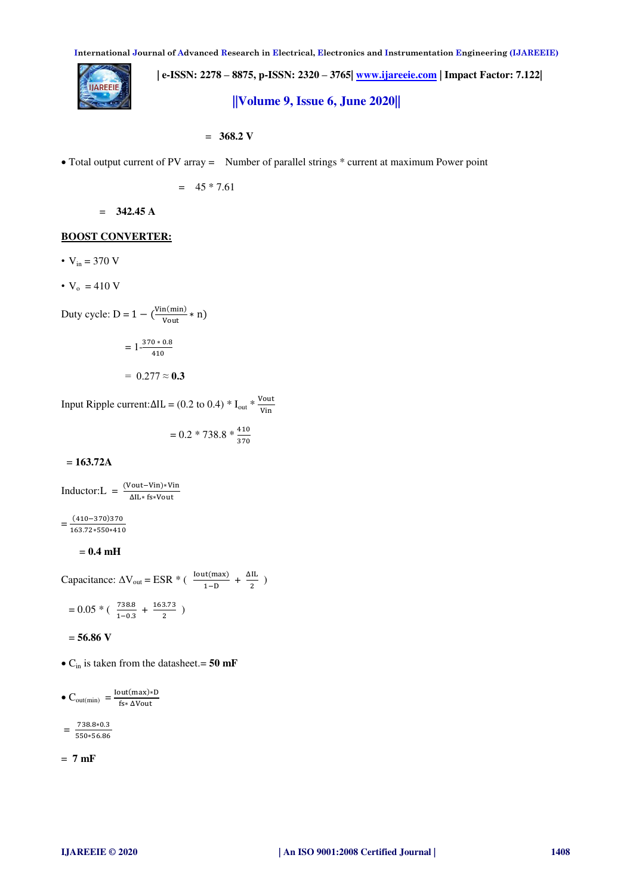$= \textbf{368.2 V}$

- Total output current of PV array = Number of parallel strings * current at maximum Power point

$= 45 * 7.61$

$= \textbf{342.45 A}$

**BOOST CONVERTER:**

- $V_{in}$ = 370 V
- $V_o$ = 410 V

Duty cycle: $D = 1 - (\frac{Vin(min)}{Vout} * n)$

$= 1 \text{-} \frac{370 * 0.8}{410}$

$= 0.277 \approx \textbf{0.3}$

Input Ripple current: $\Delta IL = (0.2 \text{ to } 0.4) * I_{out} * \frac{Vout}{Vin}$

$= 0.2 * 738.8 * \frac{410}{370}$

$= \textbf{163.72A}$

Inductor: $L = \frac{(Vout - Vin) * Vin}{\Delta IL * fs * Vout}$

$= \frac{(410-370)370}{163.72 * 550 * 410}$

$= \textbf{0.4 mH}$

Capacitance: $\Delta V_{out} = ESR * (\frac{Iout(max)}{1-D} + \frac{\Delta IL}{2})$

$= 0.05 * (\frac{738.8}{1-0.3} + \frac{163.73}{2})$

$= \textbf{56.86 V}$

- $C_{in}$ is taken from the datasheet.= **50 mF**

- $C_{out(min)} = \frac{Iout(max) * D}{fs * \Delta Vout}$

$= \frac{738.8 * 0.3}{550 * 56.86}$

$= \textbf{7 mF}$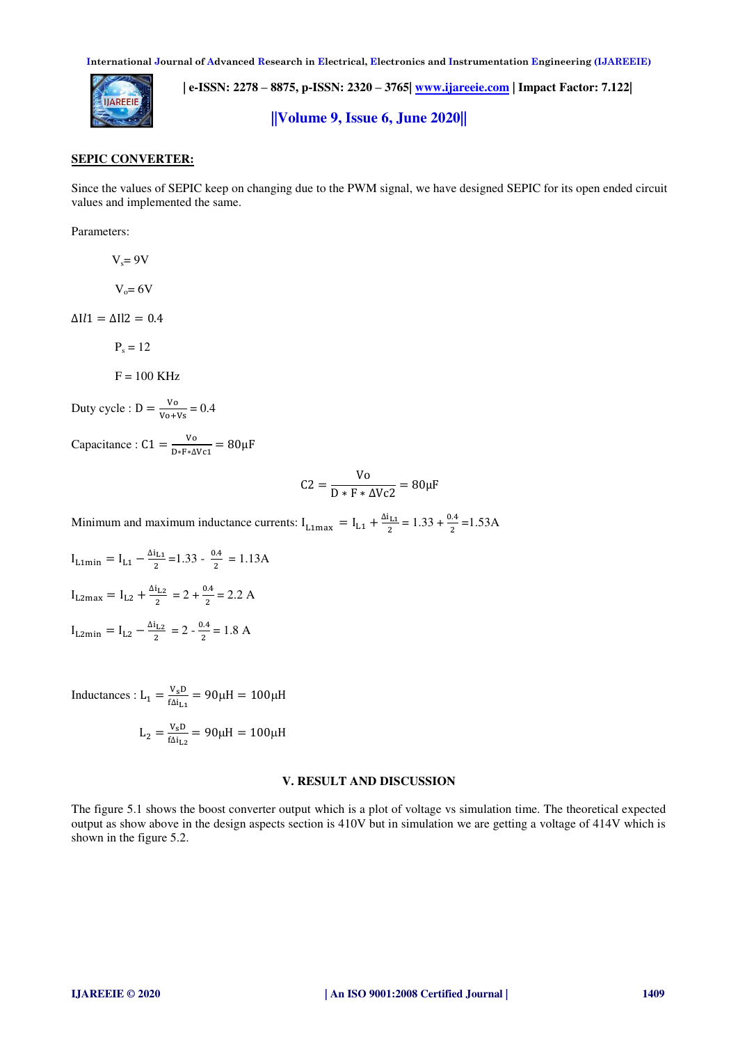## SEPIC CONVERTER:

Since the values of SEPIC keep on changing due to the PWM signal, we have designed SEPIC for its open ended circuit values and implemented the same.

Parameters:

$V_s = 9V$

$V_o = 6V$

$\Delta Il1 = \Delta Il2 = 0.4$

$P_s = 12$

F = 100 KHz

Duty cycle : $D = \frac{Vo}{Vo+Vs} = 0.4$

Capacitance : $C1 = \frac{Vo}{D*F*\Delta Vc1} = 80\mu F$

$$C2 = \frac{Vo}{D*F*\Delta Vc2} = 80\mu F$$

Minimum and maximum inductance currents: $I_{L1max} = I_{L1} + \frac{\Delta i_{L1}}{2} = 1.33 + \frac{0.4}{2} = 1.53A$

$I_{L1min} = I_{L1} - \frac{\Delta i_{L1}}{2} = 1.33 - \frac{0.4}{2} = 1.13A$

$I_{L2max} = I_{L2} + \frac{\Delta i_{L2}}{2} = 2 + \frac{0.4}{2} = 2.2\ A$

$I_{L2min} = I_{L2} - \frac{\Delta i_{L2}}{2} = 2 - \frac{0.4}{2} = 1.8\ A$

Inductances : $L_1 = \frac{V_s D}{f\Delta i_{L1}} = 90\mu H = 100\mu H$

$L_2 = \frac{V_s D}{f\Delta i_{L2}} = 90\mu H = 100\mu H$

## V. RESULT AND DISCUSSION

The figure 5.1 shows the boost converter output which is a plot of voltage vs simulation time. The theoretical expected output as show above in the design aspects section is 410V but in simulation we are getting a voltage of 414V which is shown in the figure 5.2.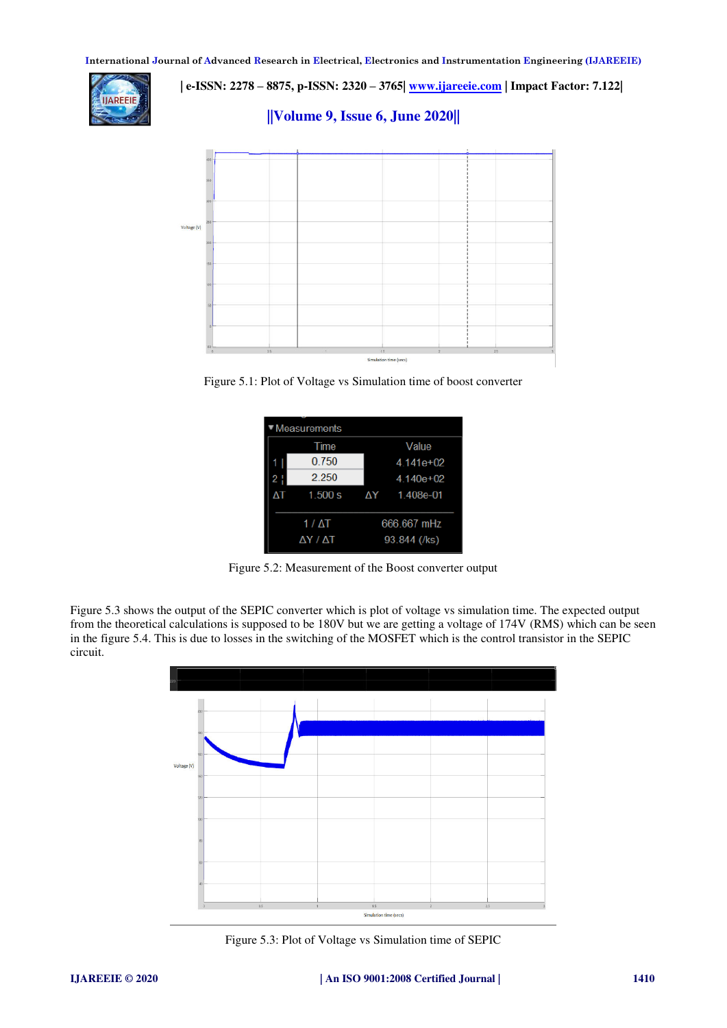Figure 5.1: Plot of Voltage vs Simulation time of boost converter

| | Time | Value |
|---|---|---|
| 1 | 0.750 | 4.141e+02 |
| 2 | 2.250 | 4.140e+02 |
| ΔT | 1.500 s | ΔY 1.408e-01 |
| 1 / ΔT | | 666.667 mHz |
| ΔY / ΔT | | 93.844 (/ks) |

Figure 5.2: Measurement of the Boost converter output

Figure 5.3 shows the output of the SEPIC converter which is plot of voltage vs simulation time. The expected output from the theoretical calculations is supposed to be 180V but we are getting a voltage of 174V (RMS) which can be seen in the figure 5.4. This is due to losses in the switching of the MOSFET which is the control transistor in the SEPIC circuit.

Figure 5.3: Plot of Voltage vs Simulation time of SEPIC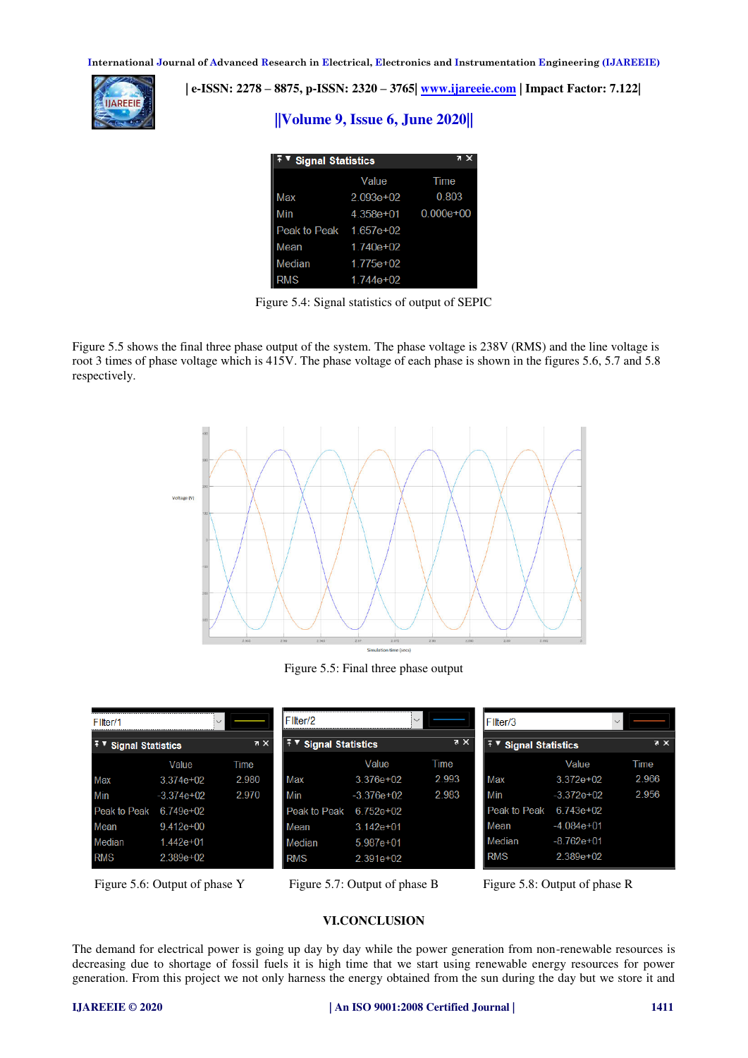| | Value | Time |
|---|---|---|
| Max | 2.093e+02 | 0.803 |
| Min | 4.358e+01 | 0.000e+00 |
| Peak to Peak | 1.657e+02 | |
| Mean | 1.740e+02 | |
| Median | 1.775e+02 | |
| RMS | 1.744e+02 | |

Figure 5.4: Signal statistics of output of SEPIC

Figure 5.5 shows the final three phase output of the system. The phase voltage is 238V (RMS) and the line voltage is root 3 times of phase voltage which is 415V. The phase voltage of each phase is shown in the figures 5.6, 5.7 and 5.8 respectively.

Figure 5.5: Final three phase output

Filter/1

| | Value | Time |
|---|---|---|
| Max | 3.374e+02 | 2.980 |
| Min | -3.374e+02 | 2.970 |
| Peak to Peak | 6.749e+02 | |
| Mean | 9.412e+00 | |
| Median | 1.442e+01 | |
| RMS | 2.389e+02 | |

Figure 5.6: Output of phase Y

Filter/2

| | Value | Time |
|---|---|---|
| Max | 3.376e+02 | 2.993 |
| Min | -3.376e+02 | 2.983 |
| Peak to Peak | 6.752e+02 | |
| Mean | 3.142e+01 | |
| Median | 5.987e+01 | |
| RMS | 2.391e+02 | |

Figure 5.7: Output of phase B

Filter/3

| | Value | Time |
|---|---|---|
| Max | 3.372e+02 | 2.966 |
| Min | -3.372e+02 | 2.956 |
| Peak to Peak | 6.743e+02 | |
| Mean | -4.084e+01 | |
| Median | -8.762e+01 | |
| RMS | 2.389e+02 | |

Figure 5.8: Output of phase R

## VI.CONCLUSION

The demand for electrical power is going up day by day while the power generation from non-renewable resources is decreasing due to shortage of fossil fuels it is high time that we start using renewable energy resources for power generation. From this project we not only harness the energy obtained from the sun during the day but we store it and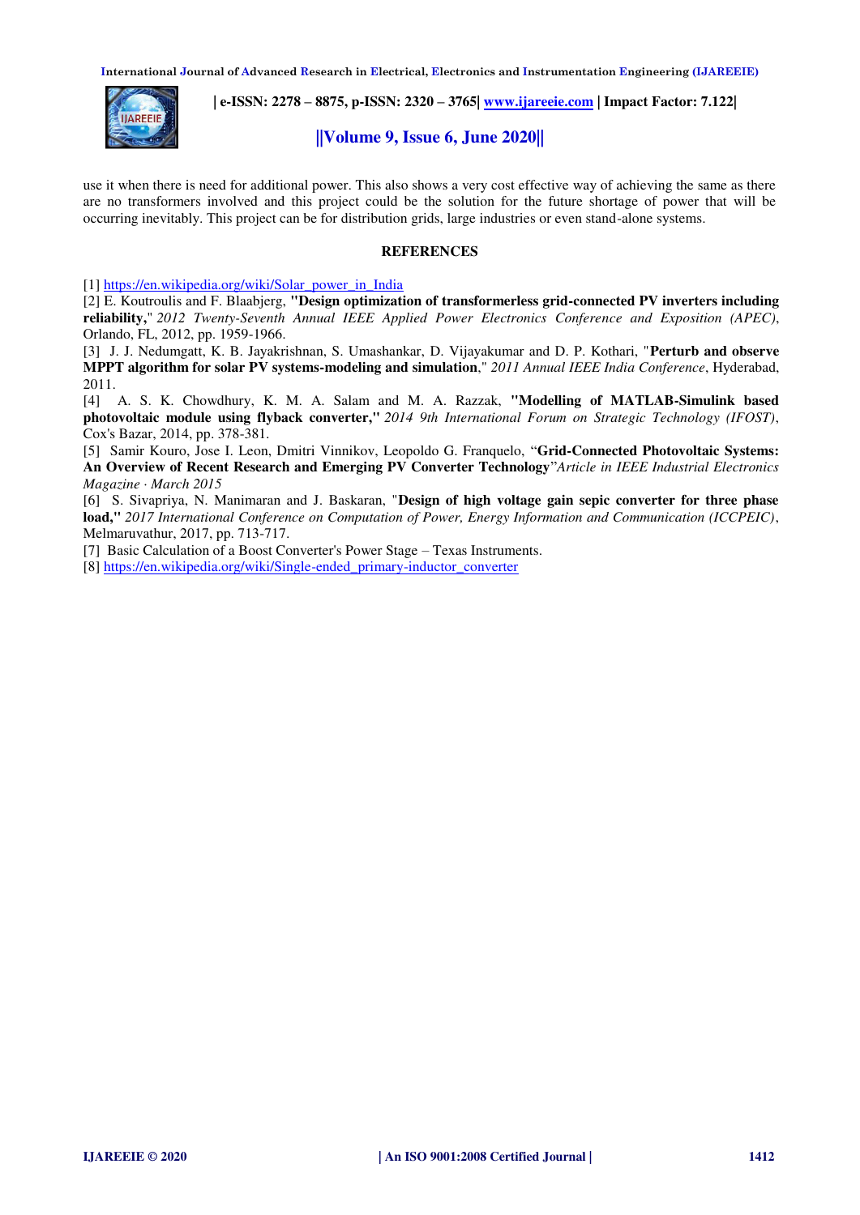use it when there is need for additional power. This also shows a very cost effective way of achieving the same as there are no transformers involved and this project could be the solution for the future shortage of power that will be occurring inevitably. This project can be for distribution grids, large industries or even stand-alone systems.

## REFERENCES

[1] https://en.wikipedia.org/wiki/Solar_power_in_India

[2] E. Koutroulis and F. Blaabjerg, **"Design optimization of transformerless grid-connected PV inverters including reliability,"** *2012 Twenty-Seventh Annual IEEE Applied Power Electronics Conference and Exposition (APEC)*, Orlando, FL, 2012, pp. 1959-1966.

[3] J. J. Nedumgatt, K. B. Jayakrishnan, S. Umashankar, D. Vijayakumar and D. P. Kothari, "**Perturb and observe MPPT algorithm for solar PV systems-modeling and simulation**," *2011 Annual IEEE India Conference*, Hyderabad, 2011.

[4] A. S. K. Chowdhury, K. M. A. Salam and M. A. Razzak, **"Modelling of MATLAB-Simulink based photovoltaic module using flyback converter,"** *2014 9th International Forum on Strategic Technology (IFOST)*, Cox's Bazar, 2014, pp. 378-381.

[5] Samir Kouro, Jose I. Leon, Dmitri Vinnikov, Leopoldo G. Franquelo, "**Grid-Connected Photovoltaic Systems: An Overview of Recent Research and Emerging PV Converter Technology**"*Article in IEEE Industrial Electronics Magazine · March 2015*

[6] S. Sivapriya, N. Manimaran and J. Baskaran, "**Design of high voltage gain sepic converter for three phase load,"** *2017 International Conference on Computation of Power, Energy Information and Communication (ICCPEIC)*, Melmaruvathur, 2017, pp. 713-717.

[7] Basic Calculation of a Boost Converter's Power Stage – Texas Instruments.

[8] https://en.wikipedia.org/wiki/Single-ended_primary-inductor_converter